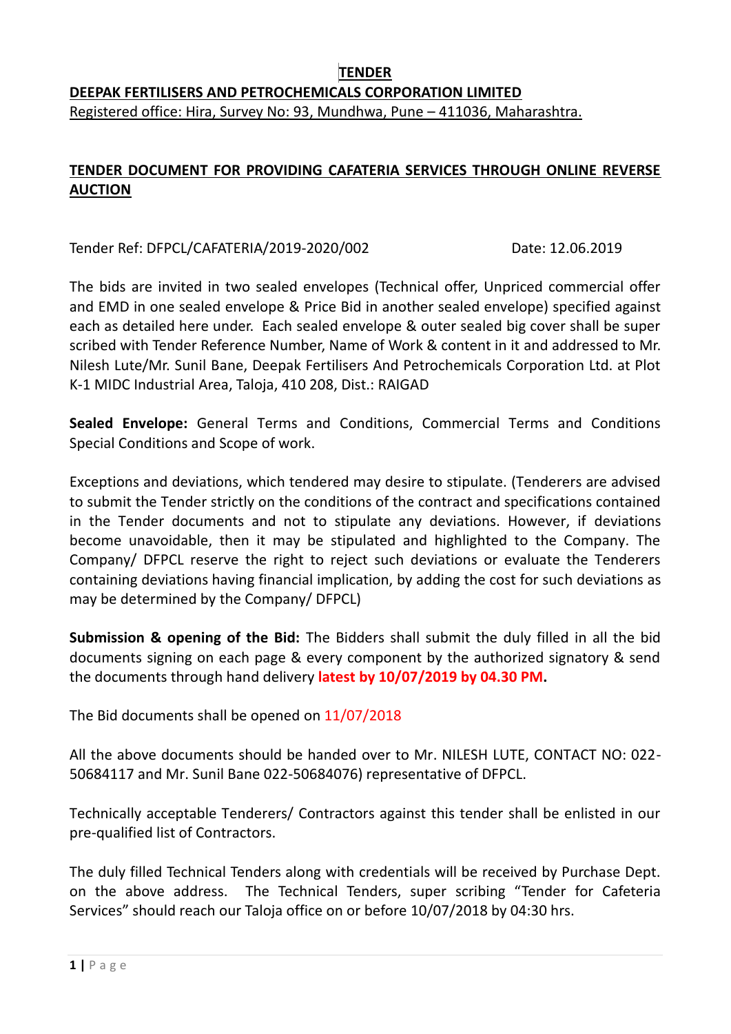# TENDER

## DEEPAK FERTILISERS AND PETROCHEMICALS CORPORATION LIMITED

Registered office: Hira, Survey No: 93, Mundhwa, Pune – 411036, Maharashtra.

## TENDER DOCUMENT FOR PROVIDING CAFATERIA SERVICES THROUGH ONLINE REVERSE AUCTION

Tender Ref: DFPCL/CAFATERIA/2019-2020/002 Date: 12.06.2019

The bids are invited in two sealed envelopes (Technical offer, Unpriced commercial offer and EMD in one sealed envelope & Price Bid in another sealed envelope) specified against each as detailed here under. Each sealed envelope & outer sealed big cover shall be super scribed with Tender Reference Number, Name of Work & content in it and addressed to Mr. Nilesh Lute/Mr. Sunil Bane, Deepak Fertilisers And Petrochemicals Corporation Ltd. at Plot K-1 MIDC Industrial Area, Taloja, 410 208, Dist.: RAIGAD

**Sealed Envelope:** General Terms and Conditions, Commercial Terms and Conditions Special Conditions and Scope of work.

Exceptions and deviations, which tendered may desire to stipulate. (Tenderers are advised to submit the Tender strictly on the conditions of the contract and specifications contained in the Tender documents and not to stipulate any deviations. However, if deviations become unavoidable, then it may be stipulated and highlighted to the Company. The Company/ DFPCL reserve the right to reject such deviations or evaluate the Tenderers containing deviations having financial implication, by adding the cost for such deviations as may be determined by the Company/ DFPCL)

**Submission & opening of the Bid:** The Bidders shall submit the duly filled in all the bid documents signing on each page & every component by the authorized signatory & send the documents through hand delivery **latest by 10/07/2019 by 04.30 PM.**

The Bid documents shall be opened on 11/07/2018

All the above documents should be handed over to Mr. NILESH LUTE, CONTACT NO: 022-50684117 and Mr. Sunil Bane 022-50684076) representative of DFPCL.

Technically acceptable Tenderers/ Contractors against this tender shall be enlisted in our pre-qualified list of Contractors.

The duly filled Technical Tenders along with credentials will be received by Purchase Dept. on the above address. The Technical Tenders, super scribing "Tender for Cafeteria Services" should reach our Taloja office on or before 10/07/2018 by 04:30 hrs.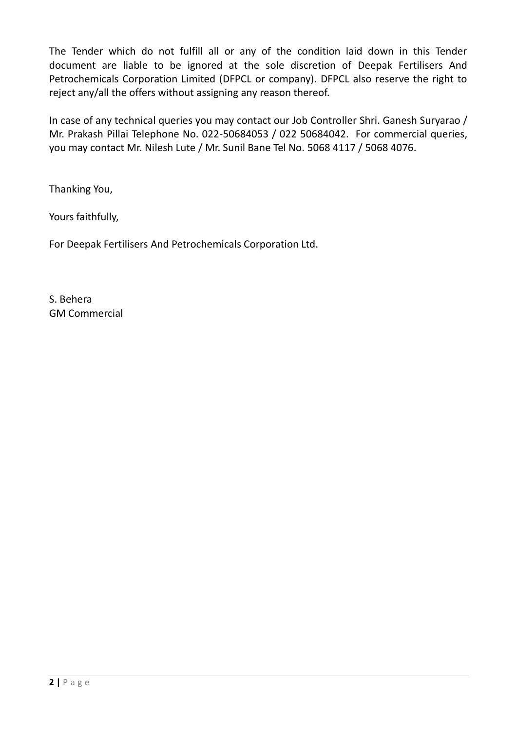The Tender which do not fulfill all or any of the condition laid down in this Tender document are liable to be ignored at the sole discretion of Deepak Fertilisers And Petrochemicals Corporation Limited (DFPCL or company). DFPCL also reserve the right to reject any/all the offers without assigning any reason thereof.

In case of any technical queries you may contact our Job Controller Shri. Ganesh Suryarao / Mr. Prakash Pillai Telephone No. 022-50684053 / 022 50684042. For commercial queries, you may contact Mr. Nilesh Lute / Mr. Sunil Bane Tel No. 5068 4117 / 5068 4076.

Thanking You,

Yours faithfully,

For Deepak Fertilisers And Petrochemicals Corporation Ltd.

S. Behera  
GM Commercial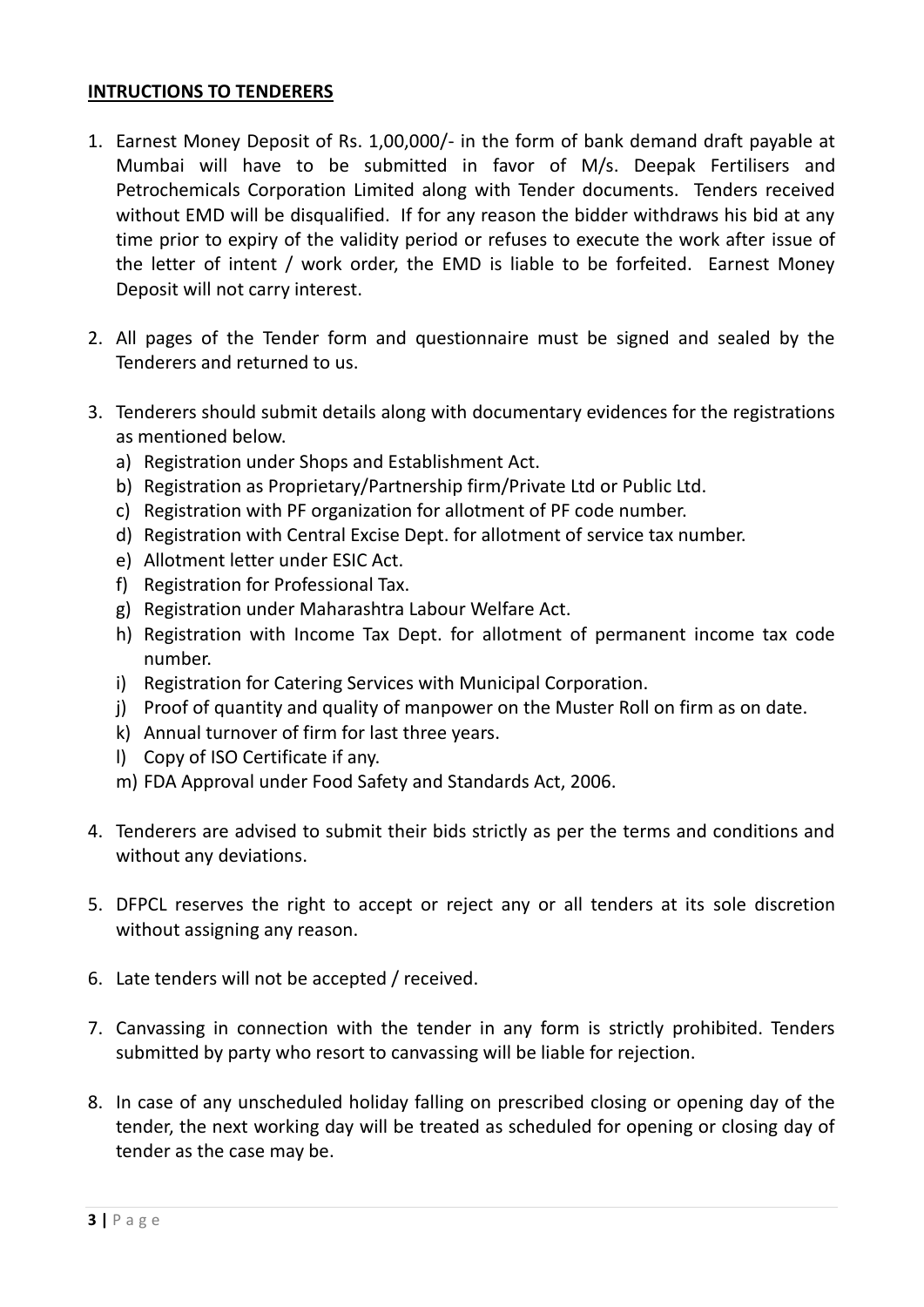**INTRUCTIONS TO TENDERERS**

1. Earnest Money Deposit of Rs. 1,00,000/- in the form of bank demand draft payable at Mumbai will have to be submitted in favor of M/s. Deepak Fertilisers and Petrochemicals Corporation Limited along with Tender documents. Tenders received without EMD will be disqualified. If for any reason the bidder withdraws his bid at any time prior to expiry of the validity period or refuses to execute the work after issue of the letter of intent / work order, the EMD is liable to be forfeited. Earnest Money Deposit will not carry interest.

2. All pages of the Tender form and questionnaire must be signed and sealed by the Tenderers and returned to us.

3. Tenderers should submit details along with documentary evidences for the registrations as mentioned below.
   a) Registration under Shops and Establishment Act.
   b) Registration as Proprietary/Partnership firm/Private Ltd or Public Ltd.
   c) Registration with PF organization for allotment of PF code number.
   d) Registration with Central Excise Dept. for allotment of service tax number.
   e) Allotment letter under ESIC Act.
   f) Registration for Professional Tax.
   g) Registration under Maharashtra Labour Welfare Act.
   h) Registration with Income Tax Dept. for allotment of permanent income tax code number.
   i) Registration for Catering Services with Municipal Corporation.
   j) Proof of quantity and quality of manpower on the Muster Roll on firm as on date.
   k) Annual turnover of firm for last three years.
   l) Copy of ISO Certificate if any.
   m) FDA Approval under Food Safety and Standards Act, 2006.

4. Tenderers are advised to submit their bids strictly as per the terms and conditions and without any deviations.

5. DFPCL reserves the right to accept or reject any or all tenders at its sole discretion without assigning any reason.

6. Late tenders will not be accepted / received.

7. Canvassing in connection with the tender in any form is strictly prohibited. Tenders submitted by party who resort to canvassing will be liable for rejection.

8. In case of any unscheduled holiday falling on prescribed closing or opening day of the tender, the next working day will be treated as scheduled for opening or closing day of tender as the case may be.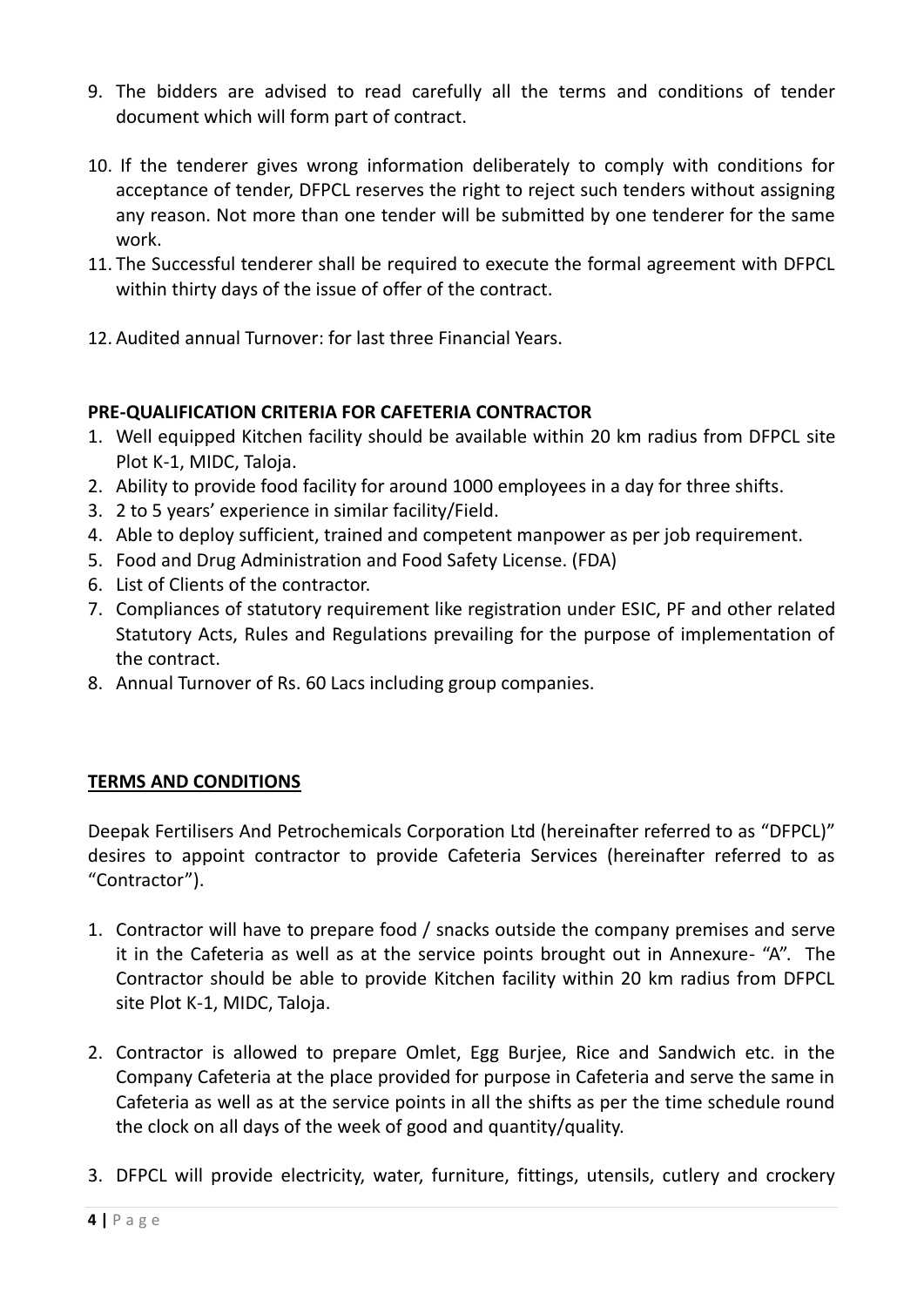9. The bidders are advised to read carefully all the terms and conditions of tender document which will form part of contract.

10. If the tenderer gives wrong information deliberately to comply with conditions for acceptance of tender, DFPCL reserves the right to reject such tenders without assigning any reason. Not more than one tender will be submitted by one tenderer for the same work.

11. The Successful tenderer shall be required to execute the formal agreement with DFPCL within thirty days of the issue of offer of the contract.

12. Audited annual Turnover: for last three Financial Years.

**PRE-QUALIFICATION CRITERIA FOR CAFETERIA CONTRACTOR**

1. Well equipped Kitchen facility should be available within 20 km radius from DFPCL site Plot K-1, MIDC, Taloja.
2. Ability to provide food facility for around 1000 employees in a day for three shifts.
3. 2 to 5 years' experience in similar facility/Field.
4. Able to deploy sufficient, trained and competent manpower as per job requirement.
5. Food and Drug Administration and Food Safety License. (FDA)
6. List of Clients of the contractor.
7. Compliances of statutory requirement like registration under ESIC, PF and other related Statutory Acts, Rules and Regulations prevailing for the purpose of implementation of the contract.
8. Annual Turnover of Rs. 60 Lacs including group companies.

**TERMS AND CONDITIONS**

Deepak Fertilisers And Petrochemicals Corporation Ltd (hereinafter referred to as "DFPCL)" desires to appoint contractor to provide Cafeteria Services (hereinafter referred to as "Contractor").

1. Contractor will have to prepare food / snacks outside the company premises and serve it in the Cafeteria as well as at the service points brought out in Annexure- "A". The Contractor should be able to provide Kitchen facility within 20 km radius from DFPCL site Plot K-1, MIDC, Taloja.

2. Contractor is allowed to prepare Omlet, Egg Burjee, Rice and Sandwich etc. in the Company Cafeteria at the place provided for purpose in Cafeteria and serve the same in Cafeteria as well as at the service points in all the shifts as per the time schedule round the clock on all days of the week of good and quantity/quality.

3. DFPCL will provide electricity, water, furniture, fittings, utensils, cutlery and crockery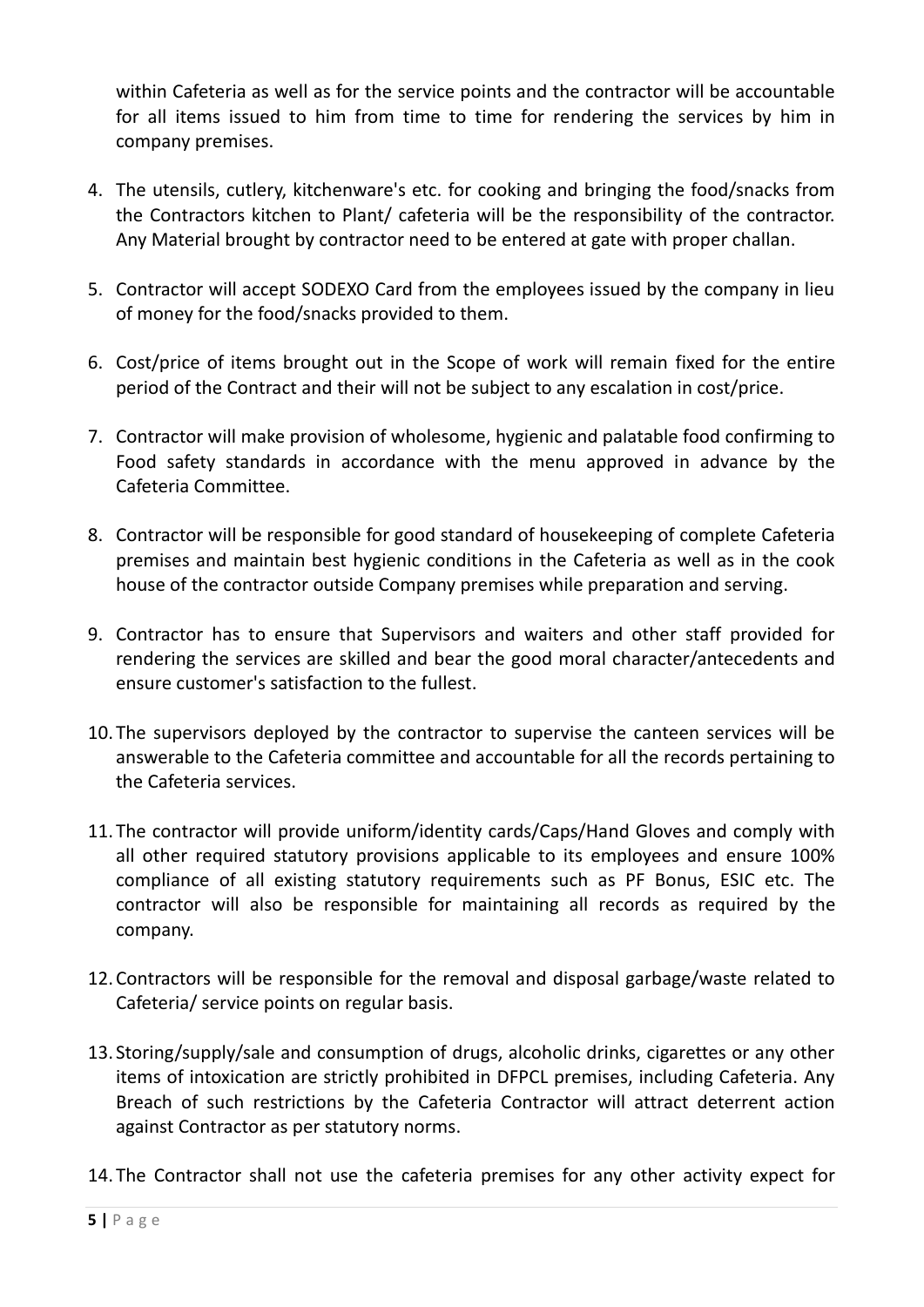within Cafeteria as well as for the service points and the contractor will be accountable for all items issued to him from time to time for rendering the services by him in company premises.

4. The utensils, cutlery, kitchenware's etc. for cooking and bringing the food/snacks from the Contractors kitchen to Plant/ cafeteria will be the responsibility of the contractor. Any Material brought by contractor need to be entered at gate with proper challan.

5. Contractor will accept SODEXO Card from the employees issued by the company in lieu of money for the food/snacks provided to them.

6. Cost/price of items brought out in the Scope of work will remain fixed for the entire period of the Contract and their will not be subject to any escalation in cost/price.

7. Contractor will make provision of wholesome, hygienic and palatable food confirming to Food safety standards in accordance with the menu approved in advance by the Cafeteria Committee.

8. Contractor will be responsible for good standard of housekeeping of complete Cafeteria premises and maintain best hygienic conditions in the Cafeteria as well as in the cook house of the contractor outside Company premises while preparation and serving.

9. Contractor has to ensure that Supervisors and waiters and other staff provided for rendering the services are skilled and bear the good moral character/antecedents and ensure customer's satisfaction to the fullest.

10. The supervisors deployed by the contractor to supervise the canteen services will be answerable to the Cafeteria committee and accountable for all the records pertaining to the Cafeteria services.

11. The contractor will provide uniform/identity cards/Caps/Hand Gloves and comply with all other required statutory provisions applicable to its employees and ensure 100% compliance of all existing statutory requirements such as PF Bonus, ESIC etc. The contractor will also be responsible for maintaining all records as required by the company.

12. Contractors will be responsible for the removal and disposal garbage/waste related to Cafeteria/ service points on regular basis.

13. Storing/supply/sale and consumption of drugs, alcoholic drinks, cigarettes or any other items of intoxication are strictly prohibited in DFPCL premises, including Cafeteria. Any Breach of such restrictions by the Cafeteria Contractor will attract deterrent action against Contractor as per statutory norms.

14. The Contractor shall not use the cafeteria premises for any other activity expect for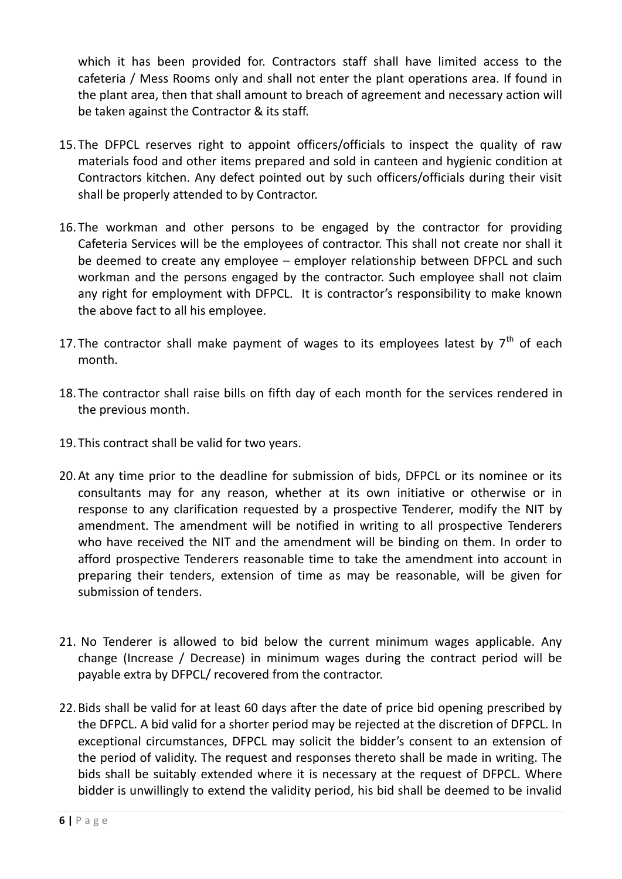which it has been provided for. Contractors staff shall have limited access to the cafeteria / Mess Rooms only and shall not enter the plant operations area. If found in the plant area, then that shall amount to breach of agreement and necessary action will be taken against the Contractor & its staff.

15. The DFPCL reserves right to appoint officers/officials to inspect the quality of raw materials food and other items prepared and sold in canteen and hygienic condition at Contractors kitchen. Any defect pointed out by such officers/officials during their visit shall be properly attended to by Contractor.

16. The workman and other persons to be engaged by the contractor for providing Cafeteria Services will be the employees of contractor. This shall not create nor shall it be deemed to create any employee – employer relationship between DFPCL and such workman and the persons engaged by the contractor. Such employee shall not claim any right for employment with DFPCL. It is contractor's responsibility to make known the above fact to all his employee.

17. The contractor shall make payment of wages to its employees latest by 7th of each month.

18. The contractor shall raise bills on fifth day of each month for the services rendered in the previous month.

19. This contract shall be valid for two years.

20. At any time prior to the deadline for submission of bids, DFPCL or its nominee or its consultants may for any reason, whether at its own initiative or otherwise or in response to any clarification requested by a prospective Tenderer, modify the NIT by amendment. The amendment will be notified in writing to all prospective Tenderers who have received the NIT and the amendment will be binding on them. In order to afford prospective Tenderers reasonable time to take the amendment into account in preparing their tenders, extension of time as may be reasonable, will be given for submission of tenders.

21. No Tenderer is allowed to bid below the current minimum wages applicable. Any change (Increase / Decrease) in minimum wages during the contract period will be payable extra by DFPCL/ recovered from the contractor.

22. Bids shall be valid for at least 60 days after the date of price bid opening prescribed by the DFPCL. A bid valid for a shorter period may be rejected at the discretion of DFPCL. In exceptional circumstances, DFPCL may solicit the bidder's consent to an extension of the period of validity. The request and responses thereto shall be made in writing. The bids shall be suitably extended where it is necessary at the request of DFPCL. Where bidder is unwillingly to extend the validity period, his bid shall be deemed to be invalid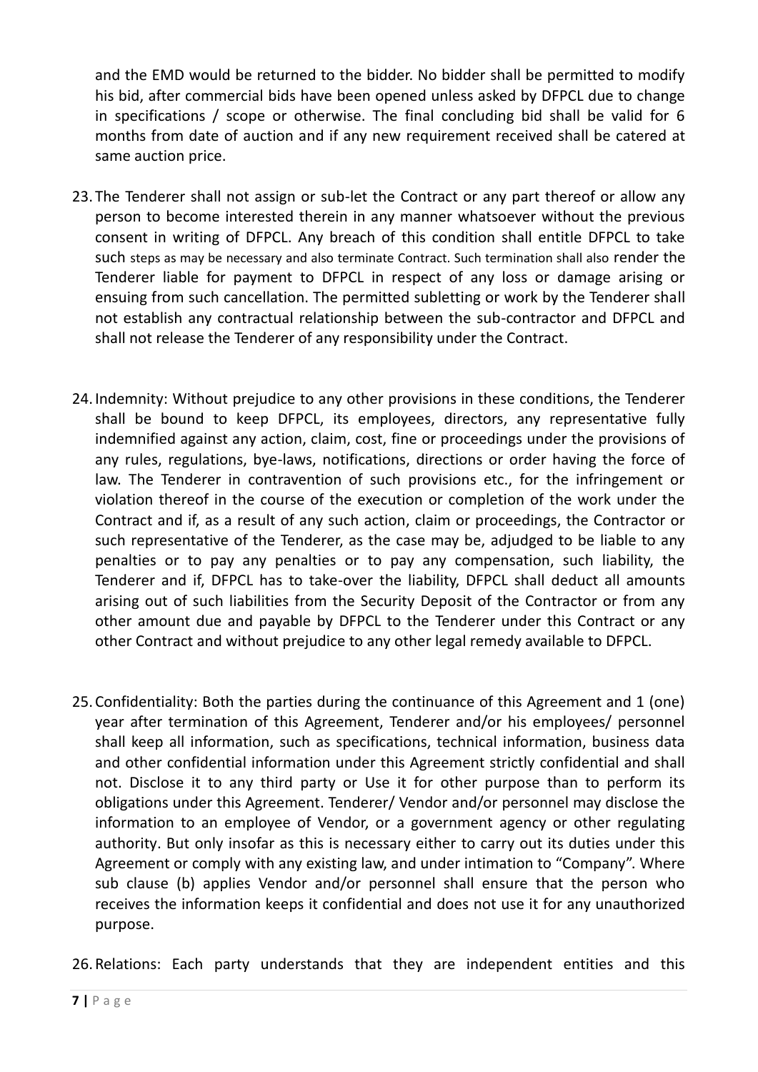and the EMD would be returned to the bidder. No bidder shall be permitted to modify his bid, after commercial bids have been opened unless asked by DFPCL due to change in specifications / scope or otherwise. The final concluding bid shall be valid for 6 months from date of auction and if any new requirement received shall be catered at same auction price.

23. The Tenderer shall not assign or sub-let the Contract or any part thereof or allow any person to become interested therein in any manner whatsoever without the previous consent in writing of DFPCL. Any breach of this condition shall entitle DFPCL to take such steps as may be necessary and also terminate Contract. Such termination shall also render the Tenderer liable for payment to DFPCL in respect of any loss or damage arising or ensuing from such cancellation. The permitted subletting or work by the Tenderer shall not establish any contractual relationship between the sub-contractor and DFPCL and shall not release the Tenderer of any responsibility under the Contract.

24. Indemnity: Without prejudice to any other provisions in these conditions, the Tenderer shall be bound to keep DFPCL, its employees, directors, any representative fully indemnified against any action, claim, cost, fine or proceedings under the provisions of any rules, regulations, bye-laws, notifications, directions or order having the force of law. The Tenderer in contravention of such provisions etc., for the infringement or violation thereof in the course of the execution or completion of the work under the Contract and if, as a result of any such action, claim or proceedings, the Contractor or such representative of the Tenderer, as the case may be, adjudged to be liable to any penalties or to pay any penalties or to pay any compensation, such liability, the Tenderer and if, DFPCL has to take-over the liability, DFPCL shall deduct all amounts arising out of such liabilities from the Security Deposit of the Contractor or from any other amount due and payable by DFPCL to the Tenderer under this Contract or any other Contract and without prejudice to any other legal remedy available to DFPCL.

25. Confidentiality: Both the parties during the continuance of this Agreement and 1 (one) year after termination of this Agreement, Tenderer and/or his employees/ personnel shall keep all information, such as specifications, technical information, business data and other confidential information under this Agreement strictly confidential and shall not. Disclose it to any third party or Use it for other purpose than to perform its obligations under this Agreement. Tenderer/ Vendor and/or personnel may disclose the information to an employee of Vendor, or a government agency or other regulating authority. But only insofar as this is necessary either to carry out its duties under this Agreement or comply with any existing law, and under intimation to "Company". Where sub clause (b) applies Vendor and/or personnel shall ensure that the person who receives the information keeps it confidential and does not use it for any unauthorized purpose.

26. Relations: Each party understands that they are independent entities and this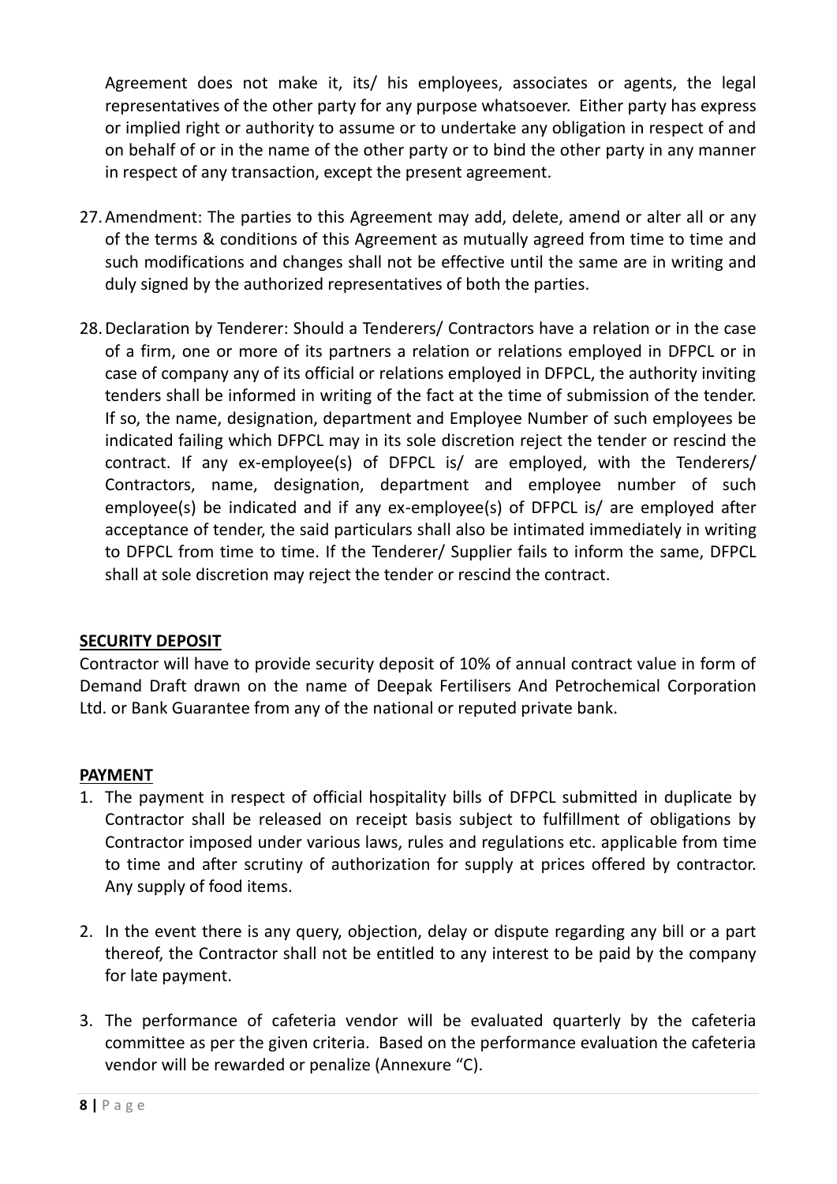Agreement does not make it, its/ his employees, associates or agents, the legal representatives of the other party for any purpose whatsoever. Either party has express or implied right or authority to assume or to undertake any obligation in respect of and on behalf of or in the name of the other party or to bind the other party in any manner in respect of any transaction, except the present agreement.

27. Amendment: The parties to this Agreement may add, delete, amend or alter all or any of the terms & conditions of this Agreement as mutually agreed from time to time and such modifications and changes shall not be effective until the same are in writing and duly signed by the authorized representatives of both the parties.

28. Declaration by Tenderer: Should a Tenderers/ Contractors have a relation or in the case of a firm, one or more of its partners a relation or relations employed in DFPCL or in case of company any of its official or relations employed in DFPCL, the authority inviting tenders shall be informed in writing of the fact at the time of submission of the tender. If so, the name, designation, department and Employee Number of such employees be indicated failing which DFPCL may in its sole discretion reject the tender or rescind the contract. If any ex-employee(s) of DFPCL is/ are employed, with the Tenderers/ Contractors, name, designation, department and employee number of such employee(s) be indicated and if any ex-employee(s) of DFPCL is/ are employed after acceptance of tender, the said particulars shall also be intimated immediately in writing to DFPCL from time to time. If the Tenderer/ Supplier fails to inform the same, DFPCL shall at sole discretion may reject the tender or rescind the contract.

## SECURITY DEPOSIT

Contractor will have to provide security deposit of 10% of annual contract value in form of Demand Draft drawn on the name of Deepak Fertilisers And Petrochemical Corporation Ltd. or Bank Guarantee from any of the national or reputed private bank.

## PAYMENT

1. The payment in respect of official hospitality bills of DFPCL submitted in duplicate by Contractor shall be released on receipt basis subject to fulfillment of obligations by Contractor imposed under various laws, rules and regulations etc. applicable from time to time and after scrutiny of authorization for supply at prices offered by contractor. Any supply of food items.

2. In the event there is any query, objection, delay or dispute regarding any bill or a part thereof, the Contractor shall not be entitled to any interest to be paid by the company for late payment.

3. The performance of cafeteria vendor will be evaluated quarterly by the cafeteria committee as per the given criteria. Based on the performance evaluation the cafeteria vendor will be rewarded or penalize (Annexure "C).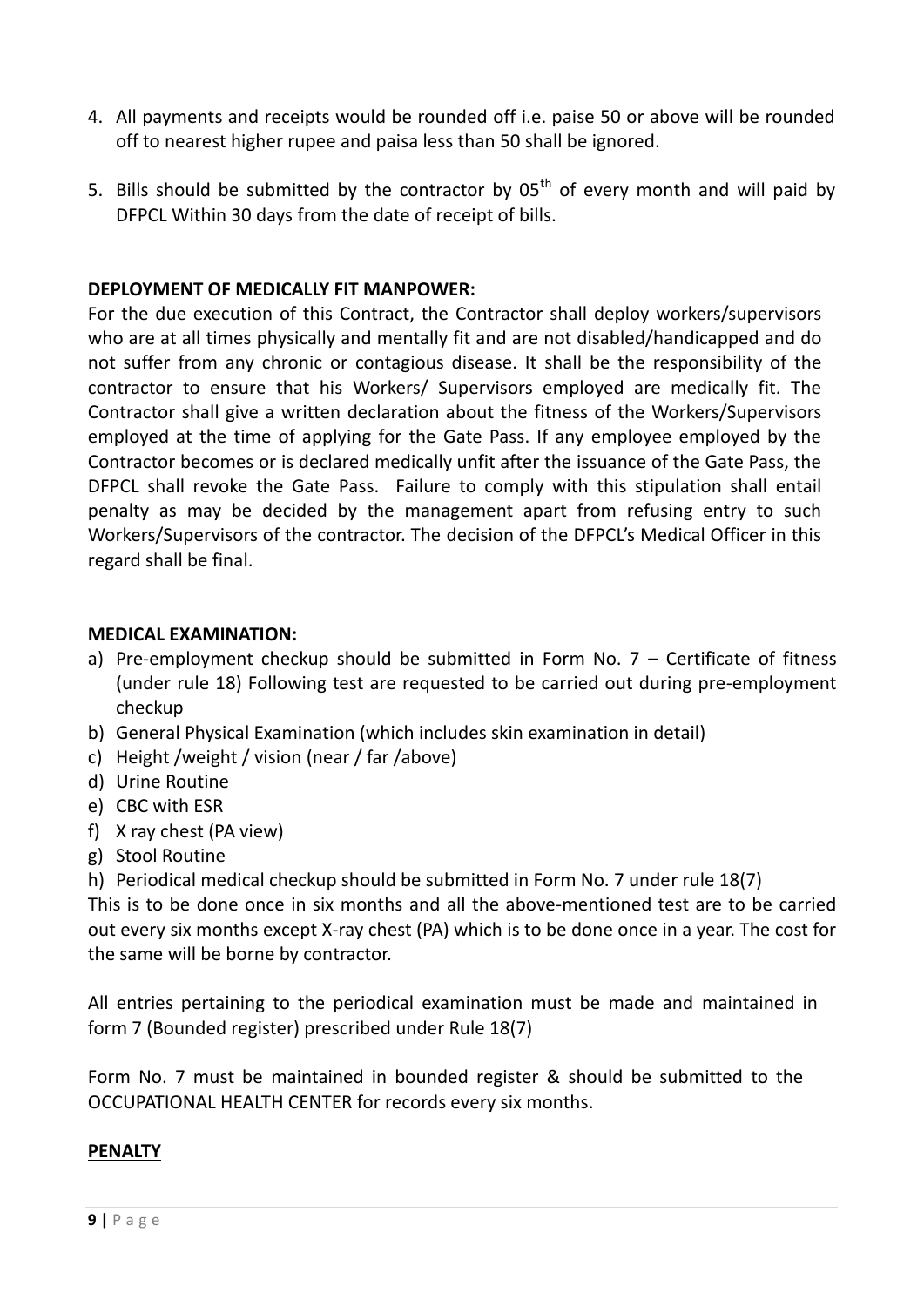4. All payments and receipts would be rounded off i.e. paise 50 or above will be rounded off to nearest higher rupee and paisa less than 50 shall be ignored.

5. Bills should be submitted by the contractor by 05$^{th}$ of every month and will paid by DFPCL Within 30 days from the date of receipt of bills.

**DEPLOYMENT OF MEDICALLY FIT MANPOWER:**

For the due execution of this Contract, the Contractor shall deploy workers/supervisors who are at all times physically and mentally fit and are not disabled/handicapped and do not suffer from any chronic or contagious disease. It shall be the responsibility of the contractor to ensure that his Workers/ Supervisors employed are medically fit. The Contractor shall give a written declaration about the fitness of the Workers/Supervisors employed at the time of applying for the Gate Pass. If any employee employed by the Contractor becomes or is declared medically unfit after the issuance of the Gate Pass, the DFPCL shall revoke the Gate Pass. Failure to comply with this stipulation shall entail penalty as may be decided by the management apart from refusing entry to such Workers/Supervisors of the contractor. The decision of the DFPCL's Medical Officer in this regard shall be final.

**MEDICAL EXAMINATION:**

a) Pre-employment checkup should be submitted in Form No. 7 – Certificate of fitness (under rule 18) Following test are requested to be carried out during pre-employment checkup
b) General Physical Examination (which includes skin examination in detail)
c) Height /weight / vision (near / far /above)
d) Urine Routine
e) CBC with ESR
f) X ray chest (PA view)
g) Stool Routine
h) Periodical medical checkup should be submitted in Form No. 7 under rule 18(7)

This is to be done once in six months and all the above-mentioned test are to be carried out every six months except X-ray chest (PA) which is to be done once in a year. The cost for the same will be borne by contractor.

All entries pertaining to the periodical examination must be made and maintained in form 7 (Bounded register) prescribed under Rule 18(7)

Form No. 7 must be maintained in bounded register & should be submitted to the OCCUPATIONAL HEALTH CENTER for records every six months.

**PENALTY**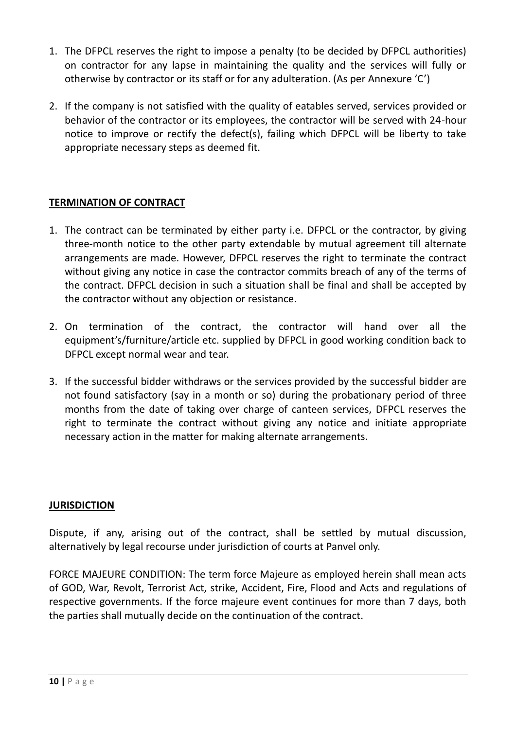1. The DFPCL reserves the right to impose a penalty (to be decided by DFPCL authorities) on contractor for any lapse in maintaining the quality and the services will fully or otherwise by contractor or its staff or for any adulteration. (As per Annexure 'C')

2. If the company is not satisfied with the quality of eatables served, services provided or behavior of the contractor or its employees, the contractor will be served with 24-hour notice to improve or rectify the defect(s), failing which DFPCL will be liberty to take appropriate necessary steps as deemed fit.

**TERMINATION OF CONTRACT**

1. The contract can be terminated by either party i.e. DFPCL or the contractor, by giving three-month notice to the other party extendable by mutual agreement till alternate arrangements are made. However, DFPCL reserves the right to terminate the contract without giving any notice in case the contractor commits breach of any of the terms of the contract. DFPCL decision in such a situation shall be final and shall be accepted by the contractor without any objection or resistance.

2. On termination of the contract, the contractor will hand over all the equipment's/furniture/article etc. supplied by DFPCL in good working condition back to DFPCL except normal wear and tear.

3. If the successful bidder withdraws or the services provided by the successful bidder are not found satisfactory (say in a month or so) during the probationary period of three months from the date of taking over charge of canteen services, DFPCL reserves the right to terminate the contract without giving any notice and initiate appropriate necessary action in the matter for making alternate arrangements.

**JURISDICTION**

Dispute, if any, arising out of the contract, shall be settled by mutual discussion, alternatively by legal recourse under jurisdiction of courts at Panvel only.

FORCE MAJEURE CONDITION: The term force Majeure as employed herein shall mean acts of GOD, War, Revolt, Terrorist Act, strike, Accident, Fire, Flood and Acts and regulations of respective governments. If the force majeure event continues for more than 7 days, both the parties shall mutually decide on the continuation of the contract.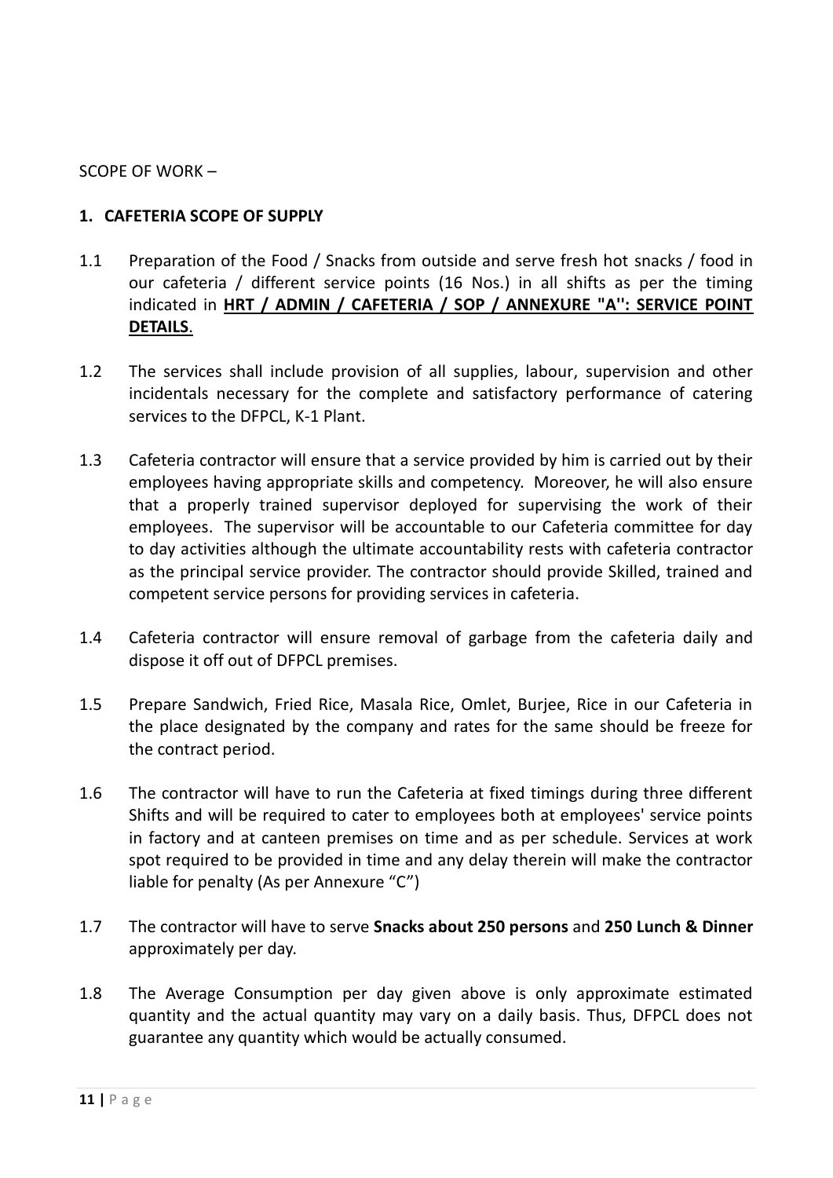SCOPE OF WORK –

## 1. CAFETERIA SCOPE OF SUPPLY

1.1 Preparation of the Food / Snacks from outside and serve fresh hot snacks / food in our cafeteria / different service points (16 Nos.) in all shifts as per the timing indicated in **HRT / ADMIN / CAFETERIA / SOP / ANNEXURE "A'': SERVICE POINT DETAILS**.

1.2 The services shall include provision of all supplies, labour, supervision and other incidentals necessary for the complete and satisfactory performance of catering services to the DFPCL, K-1 Plant.

1.3 Cafeteria contractor will ensure that a service provided by him is carried out by their employees having appropriate skills and competency. Moreover, he will also ensure that a properly trained supervisor deployed for supervising the work of their employees. The supervisor will be accountable to our Cafeteria committee for day to day activities although the ultimate accountability rests with cafeteria contractor as the principal service provider. The contractor should provide Skilled, trained and competent service persons for providing services in cafeteria.

1.4 Cafeteria contractor will ensure removal of garbage from the cafeteria daily and dispose it off out of DFPCL premises.

1.5 Prepare Sandwich, Fried Rice, Masala Rice, Omlet, Burjee, Rice in our Cafeteria in the place designated by the company and rates for the same should be freeze for the contract period.

1.6 The contractor will have to run the Cafeteria at fixed timings during three different Shifts and will be required to cater to employees both at employees' service points in factory and at canteen premises on time and as per schedule. Services at work spot required to be provided in time and any delay therein will make the contractor liable for penalty (As per Annexure "C")

1.7 The contractor will have to serve **Snacks about 250 persons** and **250 Lunch & Dinner** approximately per day.

1.8 The Average Consumption per day given above is only approximate estimated quantity and the actual quantity may vary on a daily basis. Thus, DFPCL does not guarantee any quantity which would be actually consumed.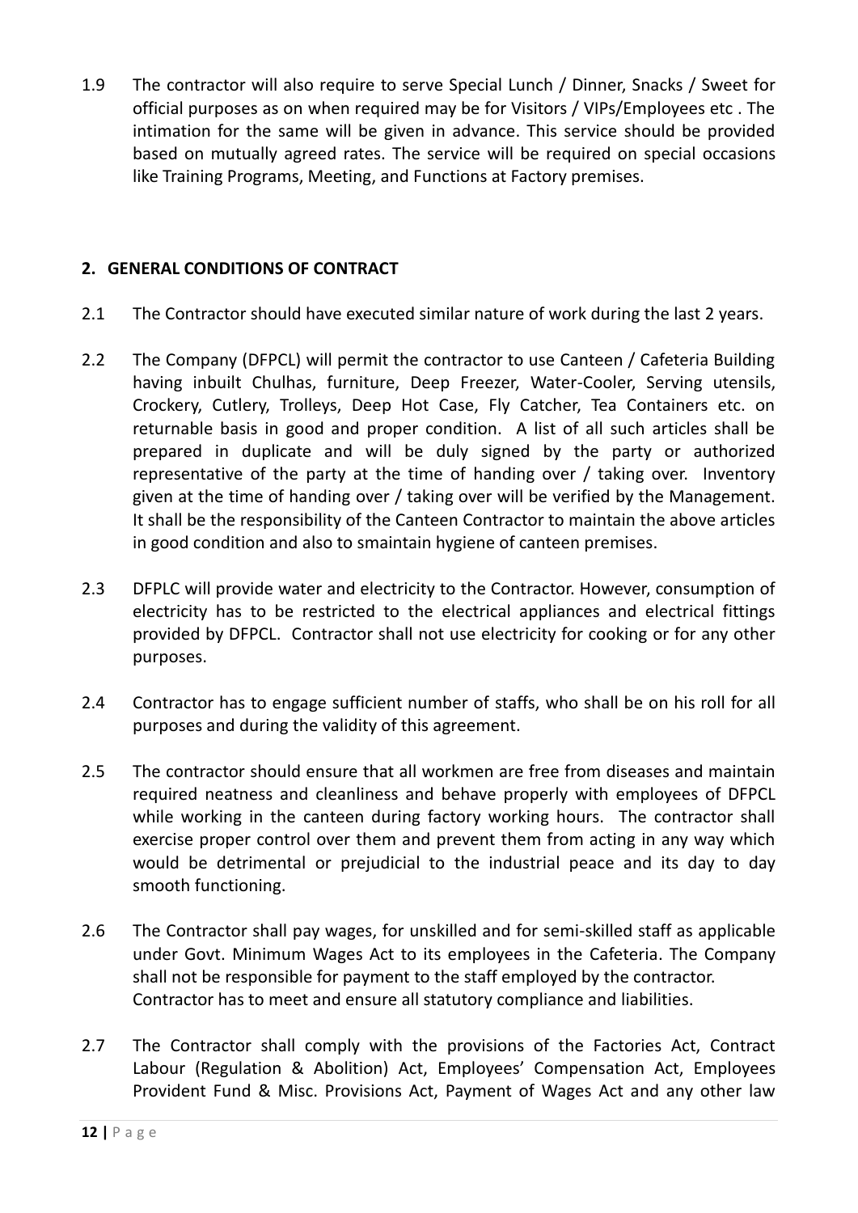1.9 The contractor will also require to serve Special Lunch / Dinner, Snacks / Sweet for official purposes as on when required may be for Visitors / VIPs/Employees etc . The intimation for the same will be given in advance. This service should be provided based on mutually agreed rates. The service will be required on special occasions like Training Programs, Meeting, and Functions at Factory premises.

## 2. GENERAL CONDITIONS OF CONTRACT

2.1 The Contractor should have executed similar nature of work during the last 2 years.

2.2 The Company (DFPCL) will permit the contractor to use Canteen / Cafeteria Building having inbuilt Chulhas, furniture, Deep Freezer, Water-Cooler, Serving utensils, Crockery, Cutlery, Trolleys, Deep Hot Case, Fly Catcher, Tea Containers etc. on returnable basis in good and proper condition. A list of all such articles shall be prepared in duplicate and will be duly signed by the party or authorized representative of the party at the time of handing over / taking over. Inventory given at the time of handing over / taking over will be verified by the Management. It shall be the responsibility of the Canteen Contractor to maintain the above articles in good condition and also to smaintain hygiene of canteen premises.

2.3 DFPLC will provide water and electricity to the Contractor. However, consumption of electricity has to be restricted to the electrical appliances and electrical fittings provided by DFPCL. Contractor shall not use electricity for cooking or for any other purposes.

2.4 Contractor has to engage sufficient number of staffs, who shall be on his roll for all purposes and during the validity of this agreement.

2.5 The contractor should ensure that all workmen are free from diseases and maintain required neatness and cleanliness and behave properly with employees of DFPCL while working in the canteen during factory working hours. The contractor shall exercise proper control over them and prevent them from acting in any way which would be detrimental or prejudicial to the industrial peace and its day to day smooth functioning.

2.6 The Contractor shall pay wages, for unskilled and for semi-skilled staff as applicable under Govt. Minimum Wages Act to its employees in the Cafeteria. The Company shall not be responsible for payment to the staff employed by the contractor. Contractor has to meet and ensure all statutory compliance and liabilities.

2.7 The Contractor shall comply with the provisions of the Factories Act, Contract Labour (Regulation & Abolition) Act, Employees' Compensation Act, Employees Provident Fund & Misc. Provisions Act, Payment of Wages Act and any other law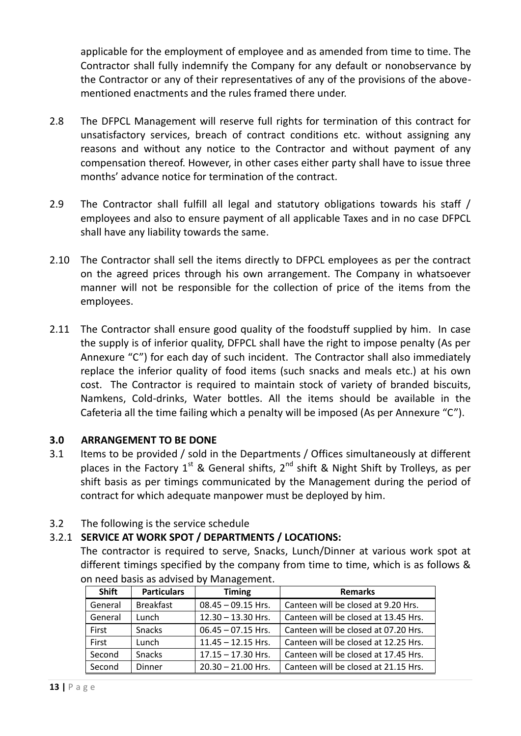applicable for the employment of employee and as amended from time to time. The Contractor shall fully indemnify the Company for any default or nonobservance by the Contractor or any of their representatives of any of the provisions of the above-mentioned enactments and the rules framed there under.

2.8 The DFPCL Management will reserve full rights for termination of this contract for unsatisfactory services, breach of contract conditions etc. without assigning any reasons and without any notice to the Contractor and without payment of any compensation thereof. However, in other cases either party shall have to issue three months' advance notice for termination of the contract.

2.9 The Contractor shall fulfill all legal and statutory obligations towards his staff / employees and also to ensure payment of all applicable Taxes and in no case DFPCL shall have any liability towards the same.

2.10 The Contractor shall sell the items directly to DFPCL employees as per the contract on the agreed prices through his own arrangement. The Company in whatsoever manner will not be responsible for the collection of price of the items from the employees.

2.11 The Contractor shall ensure good quality of the foodstuff supplied by him. In case the supply is of inferior quality, DFPCL shall have the right to impose penalty (As per Annexure "C") for each day of such incident. The Contractor shall also immediately replace the inferior quality of food items (such snacks and meals etc.) at his own cost. The Contractor is required to maintain stock of variety of branded biscuits, Namkens, Cold-drinks, Water bottles. All the items should be available in the Cafeteria all the time failing which a penalty will be imposed (As per Annexure "C").

## 3.0 ARRANGEMENT TO BE DONE

3.1 Items to be provided / sold in the Departments / Offices simultaneously at different places in the Factory 1st & General shifts, 2nd shift & Night Shift by Trolleys, as per shift basis as per timings communicated by the Management during the period of contract for which adequate manpower must be deployed by him.

3.2 The following is the service schedule

### 3.2.1 SERVICE AT WORK SPOT / DEPARTMENTS / LOCATIONS:

The contractor is required to serve, Snacks, Lunch/Dinner at various work spot at different timings specified by the company from time to time, which is as follows & on need basis as advised by Management.

| Shift | Particulars | Timing | Remarks |
|---|---|---|---|
| General | Breakfast | 08.45 – 09.15 Hrs. | Canteen will be closed at 9.20 Hrs. |
| General | Lunch | 12.30 – 13.30 Hrs. | Canteen will be closed at 13.45 Hrs. |
| First | Snacks | 06.45 – 07.15 Hrs. | Canteen will be closed at 07.20 Hrs. |
| First | Lunch | 11.45 – 12.15 Hrs. | Canteen will be closed at 12.25 Hrs. |
| Second | Snacks | 17.15 – 17.30 Hrs. | Canteen will be closed at 17.45 Hrs. |
| Second | Dinner | 20.30 – 21.00 Hrs. | Canteen will be closed at 21.15 Hrs. |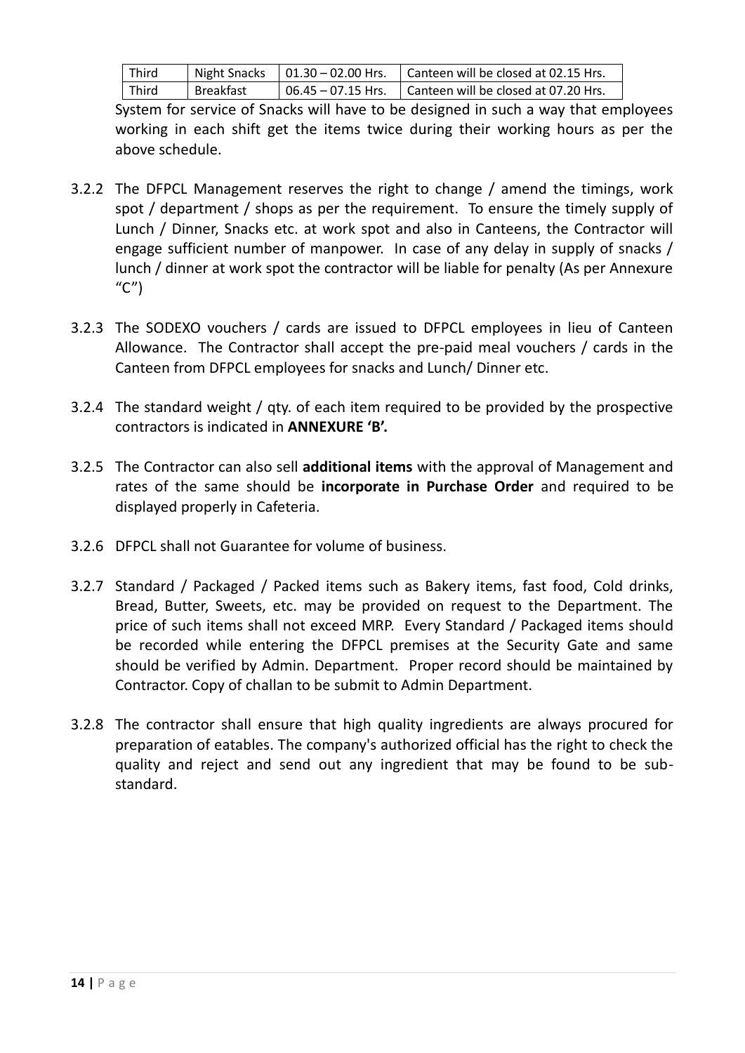| | | | |
|---|---|---|---|
| Third | Night Snacks | 01.30 – 02.00 Hrs. | Canteen will be closed at 02.15 Hrs. |
| Third | Breakfast | 06.45 – 07.15 Hrs. | Canteen will be closed at 07.20 Hrs. |

System for service of Snacks will have to be designed in such a way that employees working in each shift get the items twice during their working hours as per the above schedule.

3.2.2 The DFPCL Management reserves the right to change / amend the timings, work spot / department / shops as per the requirement. To ensure the timely supply of Lunch / Dinner, Snacks etc. at work spot and also in Canteens, the Contractor will engage sufficient number of manpower. In case of any delay in supply of snacks / lunch / dinner at work spot the contractor will be liable for penalty (As per Annexure "C")

3.2.3 The SODEXO vouchers / cards are issued to DFPCL employees in lieu of Canteen Allowance. The Contractor shall accept the pre-paid meal vouchers / cards in the Canteen from DFPCL employees for snacks and Lunch/ Dinner etc.

3.2.4 The standard weight / qty. of each item required to be provided by the prospective contractors is indicated in **ANNEXURE 'B'.**

3.2.5 The Contractor can also sell **additional items** with the approval of Management and rates of the same should be **incorporate in Purchase Order** and required to be displayed properly in Cafeteria.

3.2.6 DFPCL shall not Guarantee for volume of business.

3.2.7 Standard / Packaged / Packed items such as Bakery items, fast food, Cold drinks, Bread, Butter, Sweets, etc. may be provided on request to the Department. The price of such items shall not exceed MRP. Every Standard / Packaged items should be recorded while entering the DFPCL premises at the Security Gate and same should be verified by Admin. Department. Proper record should be maintained by Contractor. Copy of challan to be submit to Admin Department.

3.2.8 The contractor shall ensure that high quality ingredients are always procured for preparation of eatables. The company's authorized official has the right to check the quality and reject and send out any ingredient that may be found to be sub-standard.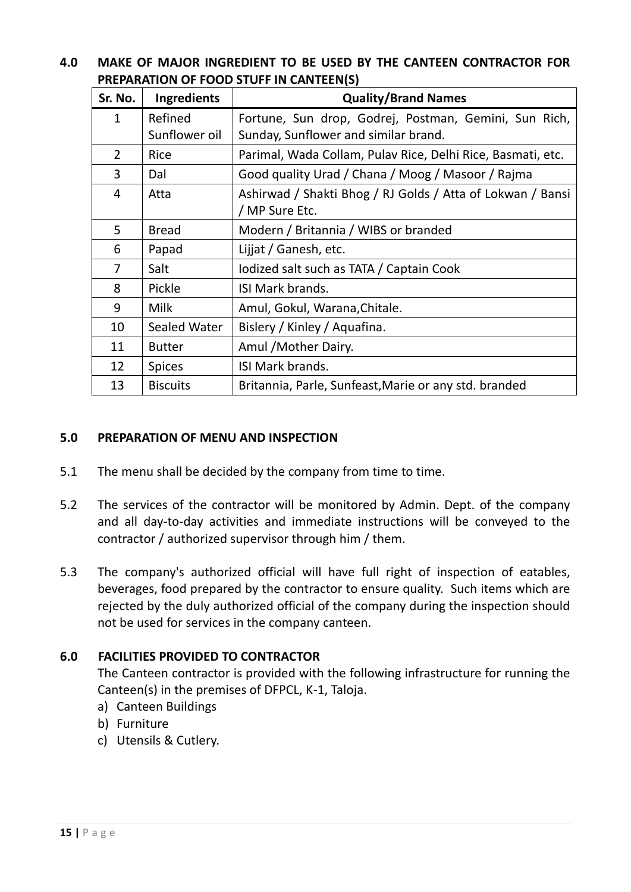## 4.0 MAKE OF MAJOR INGREDIENT TO BE USED BY THE CANTEEN CONTRACTOR FOR PREPARATION OF FOOD STUFF IN CANTEEN(S)

| Sr. No. | Ingredients | Quality/Brand Names |
|---|---|---|
| 1 | Refined Sunflower oil | Fortune, Sun drop, Godrej, Postman, Gemini, Sun Rich, Sunday, Sunflower and similar brand. |
| 2 | Rice | Parimal, Wada Collam, Pulav Rice, Delhi Rice, Basmati, etc. |
| 3 | Dal | Good quality Urad / Chana / Moog / Masoor / Rajma |
| 4 | Atta | Ashirwad / Shakti Bhog / RJ Golds / Atta of Lokwan / Bansi / MP Sure Etc. |
| 5 | Bread | Modern / Britannia / WIBS or branded |
| 6 | Papad | Lijjat / Ganesh, etc. |
| 7 | Salt | Iodized salt such as TATA / Captain Cook |
| 8 | Pickle | ISI Mark brands. |
| 9 | Milk | Amul, Gokul, Warana,Chitale. |
| 10 | Sealed Water | Bislery / Kinley / Aquafina. |
| 11 | Butter | Amul /Mother Dairy. |
| 12 | Spices | ISI Mark brands. |
| 13 | Biscuits | Britannia, Parle, Sunfeast,Marie or any std. branded |

## 5.0 PREPARATION OF MENU AND INSPECTION

5.1 The menu shall be decided by the company from time to time.

5.2 The services of the contractor will be monitored by Admin. Dept. of the company and all day-to-day activities and immediate instructions will be conveyed to the contractor / authorized supervisor through him / them.

5.3 The company's authorized official will have full right of inspection of eatables, beverages, food prepared by the contractor to ensure quality. Such items which are rejected by the duly authorized official of the company during the inspection should not be used for services in the company canteen.

## 6.0 FACILITIES PROVIDED TO CONTRACTOR

The Canteen contractor is provided with the following infrastructure for running the Canteen(s) in the premises of DFPCL, K-1, Taloja.

a) Canteen Buildings
b) Furniture
c) Utensils & Cutlery.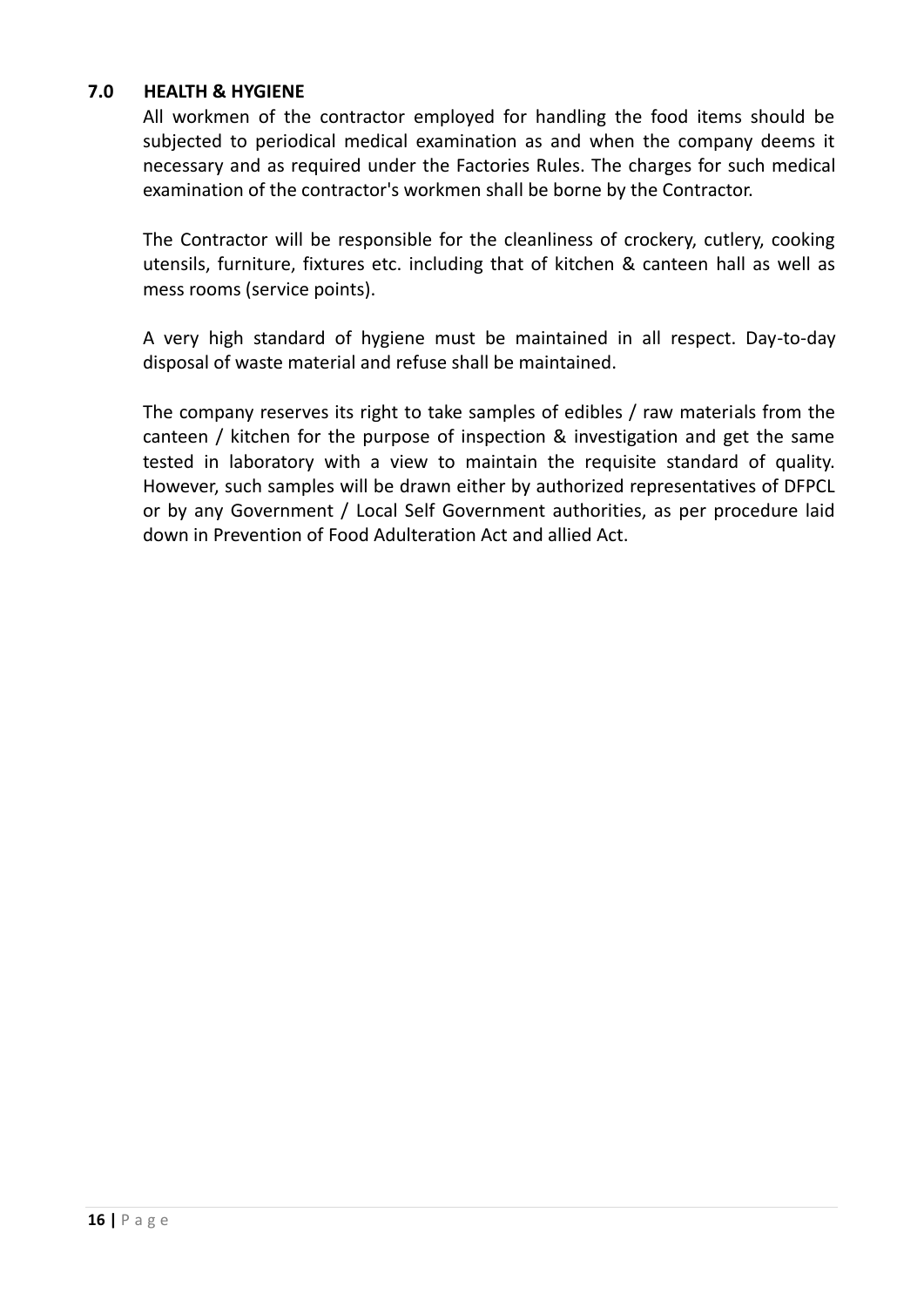## 7.0 HEALTH & HYGIENE

All workmen of the contractor employed for handling the food items should be subjected to periodical medical examination as and when the company deems it necessary and as required under the Factories Rules. The charges for such medical examination of the contractor's workmen shall be borne by the Contractor.

The Contractor will be responsible for the cleanliness of crockery, cutlery, cooking utensils, furniture, fixtures etc. including that of kitchen & canteen hall as well as mess rooms (service points).

A very high standard of hygiene must be maintained in all respect. Day-to-day disposal of waste material and refuse shall be maintained.

The company reserves its right to take samples of edibles / raw materials from the canteen / kitchen for the purpose of inspection & investigation and get the same tested in laboratory with a view to maintain the requisite standard of quality. However, such samples will be drawn either by authorized representatives of DFPCL or by any Government / Local Self Government authorities, as per procedure laid down in Prevention of Food Adulteration Act and allied Act.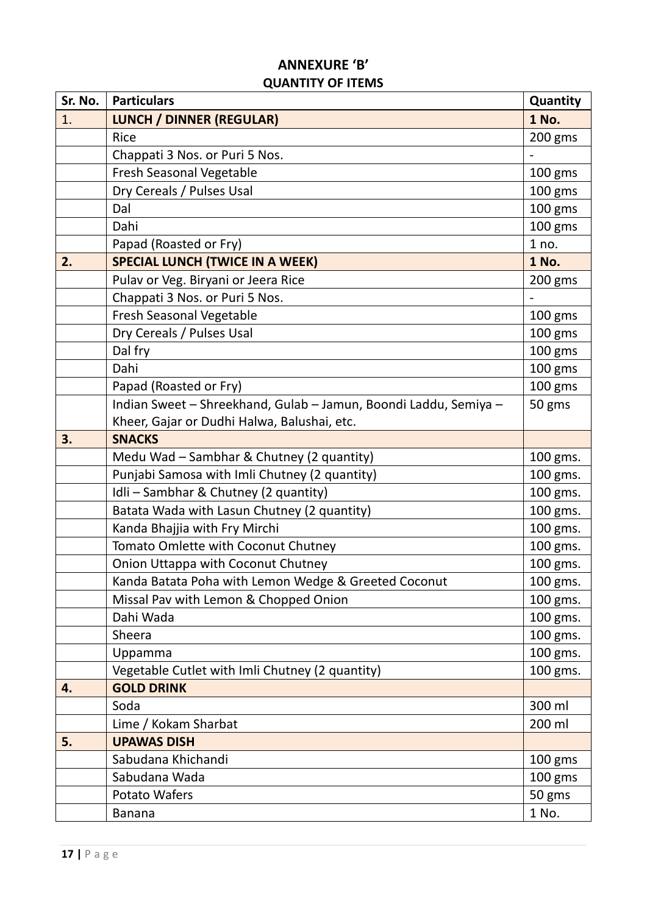## ANNEXURE 'B'

## QUANTITY OF ITEMS

| Sr. No. | Particulars | Quantity |
|---|---|---|
| 1. | **LUNCH / DINNER (REGULAR)** | **1 No.** |
| | Rice | 200 gms |
| | Chappati 3 Nos. or Puri 5 Nos. | - |
| | Fresh Seasonal Vegetable | 100 gms |
| | Dry Cereals / Pulses Usal | 100 gms |
| | Dal | 100 gms |
| | Dahi | 100 gms |
| | Papad (Roasted or Fry) | 1 no. |
| **2.** | **SPECIAL LUNCH (TWICE IN A WEEK)** | **1 No.** |
| | Pulav or Veg. Biryani or Jeera Rice | 200 gms |
| | Chappati 3 Nos. or Puri 5 Nos. | - |
| | Fresh Seasonal Vegetable | 100 gms |
| | Dry Cereals / Pulses Usal | 100 gms |
| | Dal fry | 100 gms |
| | Dahi | 100 gms |
| | Papad (Roasted or Fry) | 100 gms |
| | Indian Sweet – Shreekhand, Gulab – Jamun, Boondi Laddu, Semiya – Kheer, Gajar or Dudhi Halwa, Balushai, etc. | 50 gms |
| **3.** | **SNACKS** | |
| | Medu Wad – Sambhar & Chutney (2 quantity) | 100 gms. |
| | Punjabi Samosa with Imli Chutney (2 quantity) | 100 gms. |
| | Idli – Sambhar & Chutney (2 quantity) | 100 gms. |
| | Batata Wada with Lasun Chutney (2 quantity) | 100 gms. |
| | Kanda Bhajjia with Fry Mirchi | 100 gms. |
| | Tomato Omlette with Coconut Chutney | 100 gms. |
| | Onion Uttappa with Coconut Chutney | 100 gms. |
| | Kanda Batata Poha with Lemon Wedge & Greeted Coconut | 100 gms. |
| | Missal Pav with Lemon & Chopped Onion | 100 gms. |
| | Dahi Wada | 100 gms. |
| | Sheera | 100 gms. |
| | Uppamma | 100 gms. |
| | Vegetable Cutlet with Imli Chutney (2 quantity) | 100 gms. |
| **4.** | **GOLD DRINK** | |
| | Soda | 300 ml |
| | Lime / Kokam Sharbat | 200 ml |
| **5.** | **UPAWAS DISH** | |
| | Sabudana Khichandi | 100 gms |
| | Sabudana Wada | 100 gms |
| | Potato Wafers | 50 gms |
| | Banana | 1 No. |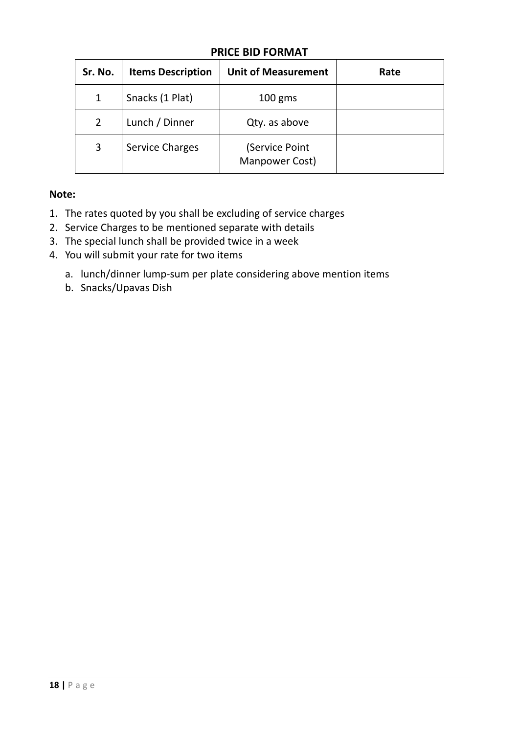## PRICE BID FORMAT

| Sr. No. | Items Description | Unit of Measurement | Rate |
| --- | --- | --- | --- |
| 1 | Snacks (1 Plat) | 100 gms | |
| 2 | Lunch / Dinner | Qty. as above | |
| 3 | Service Charges | (Service Point Manpower Cost) | |

**Note:**

1. The rates quoted by you shall be excluding of service charges
2. Service Charges to be mentioned separate with details
3. The special lunch shall be provided twice in a week
4. You will submit your rate for two items
   a. lunch/dinner lump-sum per plate considering above mention items
   b. Snacks/Upavas Dish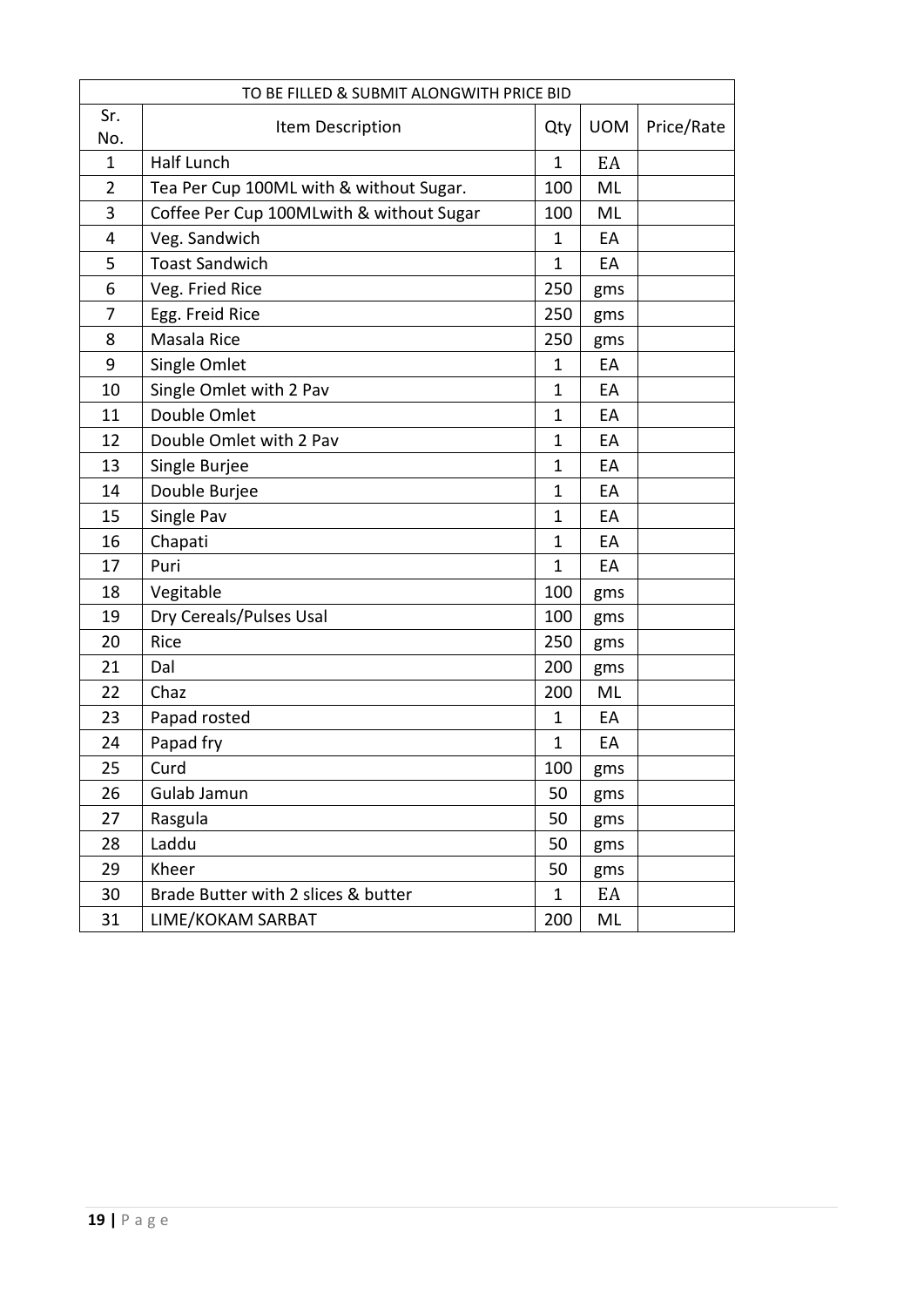| TO BE FILLED & SUBMIT ALONGWITH PRICE BID | | | | |
|---|---|---|---|---|
| Sr. No. | Item Description | Qty | UOM | Price/Rate |
| 1 | Half Lunch | 1 | EA | |
| 2 | Tea Per Cup 100ML with & without Sugar. | 100 | ML | |
| 3 | Coffee Per Cup 100MLwith & without Sugar | 100 | ML | |
| 4 | Veg. Sandwich | 1 | EA | |
| 5 | Toast Sandwich | 1 | EA | |
| 6 | Veg. Fried Rice | 250 | gms | |
| 7 | Egg. Freid Rice | 250 | gms | |
| 8 | Masala Rice | 250 | gms | |
| 9 | Single Omlet | 1 | EA | |
| 10 | Single Omlet with 2 Pav | 1 | EA | |
| 11 | Double Omlet | 1 | EA | |
| 12 | Double Omlet with 2 Pav | 1 | EA | |
| 13 | Single Burjee | 1 | EA | |
| 14 | Double Burjee | 1 | EA | |
| 15 | Single Pav | 1 | EA | |
| 16 | Chapati | 1 | EA | |
| 17 | Puri | 1 | EA | |
| 18 | Vegitable | 100 | gms | |
| 19 | Dry Cereals/Pulses Usal | 100 | gms | |
| 20 | Rice | 250 | gms | |
| 21 | Dal | 200 | gms | |
| 22 | Chaz | 200 | ML | |
| 23 | Papad rosted | 1 | EA | |
| 24 | Papad fry | 1 | EA | |
| 25 | Curd | 100 | gms | |
| 26 | Gulab Jamun | 50 | gms | |
| 27 | Rasgula | 50 | gms | |
| 28 | Laddu | 50 | gms | |
| 29 | Kheer | 50 | gms | |
| 30 | Brade Butter with 2 slices & butter | 1 | EA | |
| 31 | LIME/KOKAM SARBAT | 200 | ML | |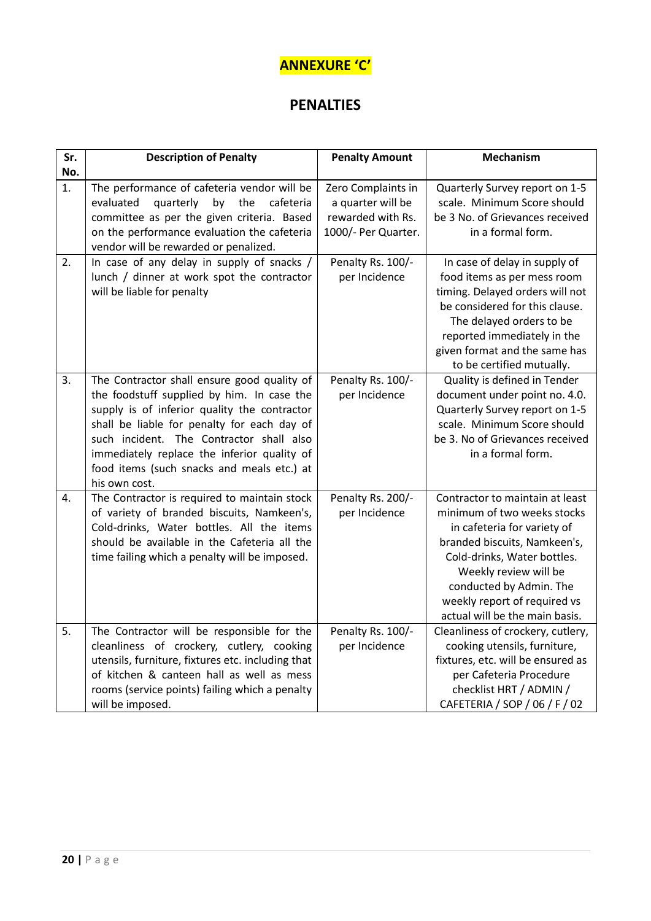# ANNEXURE 'C'

## PENALTIES

| Sr. No. | Description of Penalty | Penalty Amount | Mechanism |
|---|---|---|---|
| 1. | The performance of cafeteria vendor will be evaluated quarterly by the cafeteria committee as per the given criteria. Based on the performance evaluation the cafeteria vendor will be rewarded or penalized. | Zero Complaints in a quarter will be rewarded with Rs. 1000/- Per Quarter. | Quarterly Survey report on 1-5 scale. Minimum Score should be 3 No. of Grievances received in a formal form. |
| 2. | In case of any delay in supply of snacks / lunch / dinner at work spot the contractor will be liable for penalty | Penalty Rs. 100/- per Incidence | In case of delay in supply of food items as per mess room timing. Delayed orders will not be considered for this clause. The delayed orders to be reported immediately in the given format and the same has to be certified mutually. |
| 3. | The Contractor shall ensure good quality of the foodstuff supplied by him. In case the supply is of inferior quality the contractor shall be liable for penalty for each day of such incident. The Contractor shall also immediately replace the inferior quality of food items (such snacks and meals etc.) at his own cost. | Penalty Rs. 100/- per Incidence | Quality is defined in Tender document under point no. 4.0. Quarterly Survey report on 1-5 scale. Minimum Score should be 3. No. of Grievances received in a formal form. |
| 4. | The Contractor is required to maintain stock of variety of branded biscuits, Namkeen's, Cold-drinks, Water bottles. All the items should be available in the Cafeteria all the time failing which a penalty will be imposed. | Penalty Rs. 200/- per Incidence | Contractor to maintain at least minimum of two weeks stocks in cafeteria for variety of branded biscuits, Namkeen's, Cold-drinks, Water bottles. Weekly review will be conducted by Admin. The weekly report of required vs actual will be the main basis. |
| 5. | The Contractor will be responsible for the cleanliness of crockery, cutlery, cooking utensils, furniture, fixtures etc. including that of kitchen & canteen hall as well as mess rooms (service points) failing which a penalty will be imposed. | Penalty Rs. 100/- per Incidence | Cleanliness of crockery, cutlery, cooking utensils, furniture, fixtures, etc. will be ensured as per Cafeteria Procedure checklist HRT / ADMIN / CAFETERIA / SOP / 06 / F / 02 |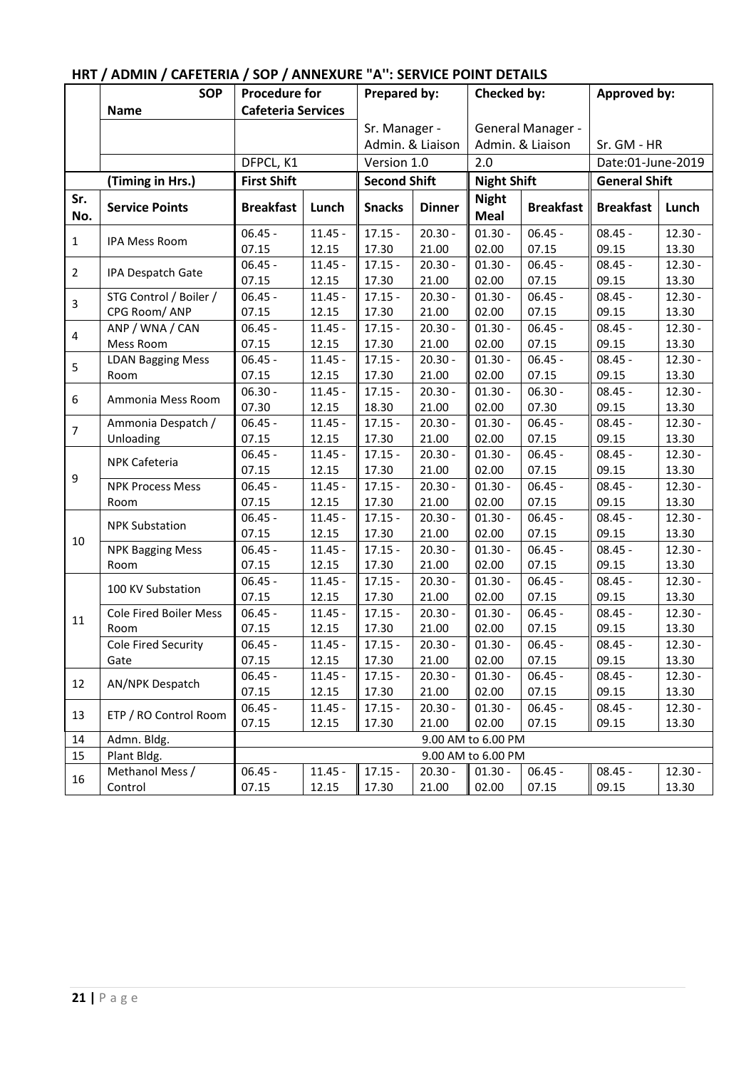## HRT / ADMIN / CAFETERIA / SOP / ANNEXURE "A": SERVICE POINT DETAILS

| | SOP Name | Procedure for Cafeteria Services | | Prepared by: | | Checked by: | | Approved by: | |
|---|---|---|---|---|---|---|---|---|---|
| | | | | Sr. Manager - Admin. & Liaison | | General Manager - Admin. & Liaison | | Sr. GM - HR | |
| | | DFPCL, K1 | | Version 1.0 | | 2.0 | | Date:01-June-2019 | |
| | **(Timing in Hrs.)** | **First Shift** | | **Second Shift** | | **Night Shift** | | **General Shift** | |
| **Sr. No.** | **Service Points** | **Breakfast** | **Lunch** | **Snacks** | **Dinner** | **Night Meal** | **Breakfast** | **Breakfast** | **Lunch** |
| 1 | IPA Mess Room | 06.45 - 07.15 | 11.45 - 12.15 | 17.15 - 17.30 | 20.30 - 21.00 | 01.30 - 02.00 | 06.45 - 07.15 | 08.45 - 09.15 | 12.30 - 13.30 |
| 2 | IPA Despatch Gate | 06.45 - 07.15 | 11.45 - 12.15 | 17.15 - 17.30 | 20.30 - 21.00 | 01.30 - 02.00 | 06.45 - 07.15 | 08.45 - 09.15 | 12.30 - 13.30 |
| 3 | STG Control / Boiler / CPG Room/ ANP | 06.45 - 07.15 | 11.45 - 12.15 | 17.15 - 17.30 | 20.30 - 21.00 | 01.30 - 02.00 | 06.45 - 07.15 | 08.45 - 09.15 | 12.30 - 13.30 |
| 4 | ANP / WNA / CAN Mess Room | 06.45 - 07.15 | 11.45 - 12.15 | 17.15 - 17.30 | 20.30 - 21.00 | 01.30 - 02.00 | 06.45 - 07.15 | 08.45 - 09.15 | 12.30 - 13.30 |
| 5 | LDAN Bagging Mess Room | 06.45 - 07.15 | 11.45 - 12.15 | 17.15 - 17.30 | 20.30 - 21.00 | 01.30 - 02.00 | 06.45 - 07.15 | 08.45 - 09.15 | 12.30 - 13.30 |
| 6 | Ammonia Mess Room | 06.30 - 07.30 | 11.45 - 12.15 | 17.15 - 18.30 | 20.30 - 21.00 | 01.30 - 02.00 | 06.30 - 07.30 | 08.45 - 09.15 | 12.30 - 13.30 |
| 7 | Ammonia Despatch / Unloading | 06.45 - 07.15 | 11.45 - 12.15 | 17.15 - 17.30 | 20.30 - 21.00 | 01.30 - 02.00 | 06.45 - 07.15 | 08.45 - 09.15 | 12.30 - 13.30 |
| 9 | NPK Cafeteria | 06.45 - 07.15 | 11.45 - 12.15 | 17.15 - 17.30 | 20.30 - 21.00 | 01.30 - 02.00 | 06.45 - 07.15 | 08.45 - 09.15 | 12.30 - 13.30 |
| | NPK Process Mess Room | 06.45 - 07.15 | 11.45 - 12.15 | 17.15 - 17.30 | 20.30 - 21.00 | 01.30 - 02.00 | 06.45 - 07.15 | 08.45 - 09.15 | 12.30 - 13.30 |
| 10 | NPK Substation | 06.45 - 07.15 | 11.45 - 12.15 | 17.15 - 17.30 | 20.30 - 21.00 | 01.30 - 02.00 | 06.45 - 07.15 | 08.45 - 09.15 | 12.30 - 13.30 |
| | NPK Bagging Mess Room | 06.45 - 07.15 | 11.45 - 12.15 | 17.15 - 17.30 | 20.30 - 21.00 | 01.30 - 02.00 | 06.45 - 07.15 | 08.45 - 09.15 | 12.30 - 13.30 |
| 11 | 100 KV Substation | 06.45 - 07.15 | 11.45 - 12.15 | 17.15 - 17.30 | 20.30 - 21.00 | 01.30 - 02.00 | 06.45 - 07.15 | 08.45 - 09.15 | 12.30 - 13.30 |
| | Cole Fired Boiler Mess Room | 06.45 - 07.15 | 11.45 - 12.15 | 17.15 - 17.30 | 20.30 - 21.00 | 01.30 - 02.00 | 06.45 - 07.15 | 08.45 - 09.15 | 12.30 - 13.30 |
| | Cole Fired Security Gate | 06.45 - 07.15 | 11.45 - 12.15 | 17.15 - 17.30 | 20.30 - 21.00 | 01.30 - 02.00 | 06.45 - 07.15 | 08.45 - 09.15 | 12.30 - 13.30 |
| 12 | AN/NPK Despatch | 06.45 - 07.15 | 11.45 - 12.15 | 17.15 - 17.30 | 20.30 - 21.00 | 01.30 - 02.00 | 06.45 - 07.15 | 08.45 - 09.15 | 12.30 - 13.30 |
| 13 | ETP / RO Control Room | 06.45 - 07.15 | 11.45 - 12.15 | 17.15 - 17.30 | 20.30 - 21.00 | 01.30 - 02.00 | 06.45 - 07.15 | 08.45 - 09.15 | 12.30 - 13.30 |
| 14 | Admn. Bldg. | 9.00 AM to 6.00 PM | | | | | | | |
| 15 | Plant Bldg. | 9.00 AM to 6.00 PM | | | | | | | |
| 16 | Methanol Mess / Control | 06.45 - 07.15 | 11.45 - 12.15 | 17.15 - 17.30 | 20.30 - 21.00 | 01.30 - 02.00 | 06.45 - 07.15 | 08.45 - 09.15 | 12.30 - 13.30 |